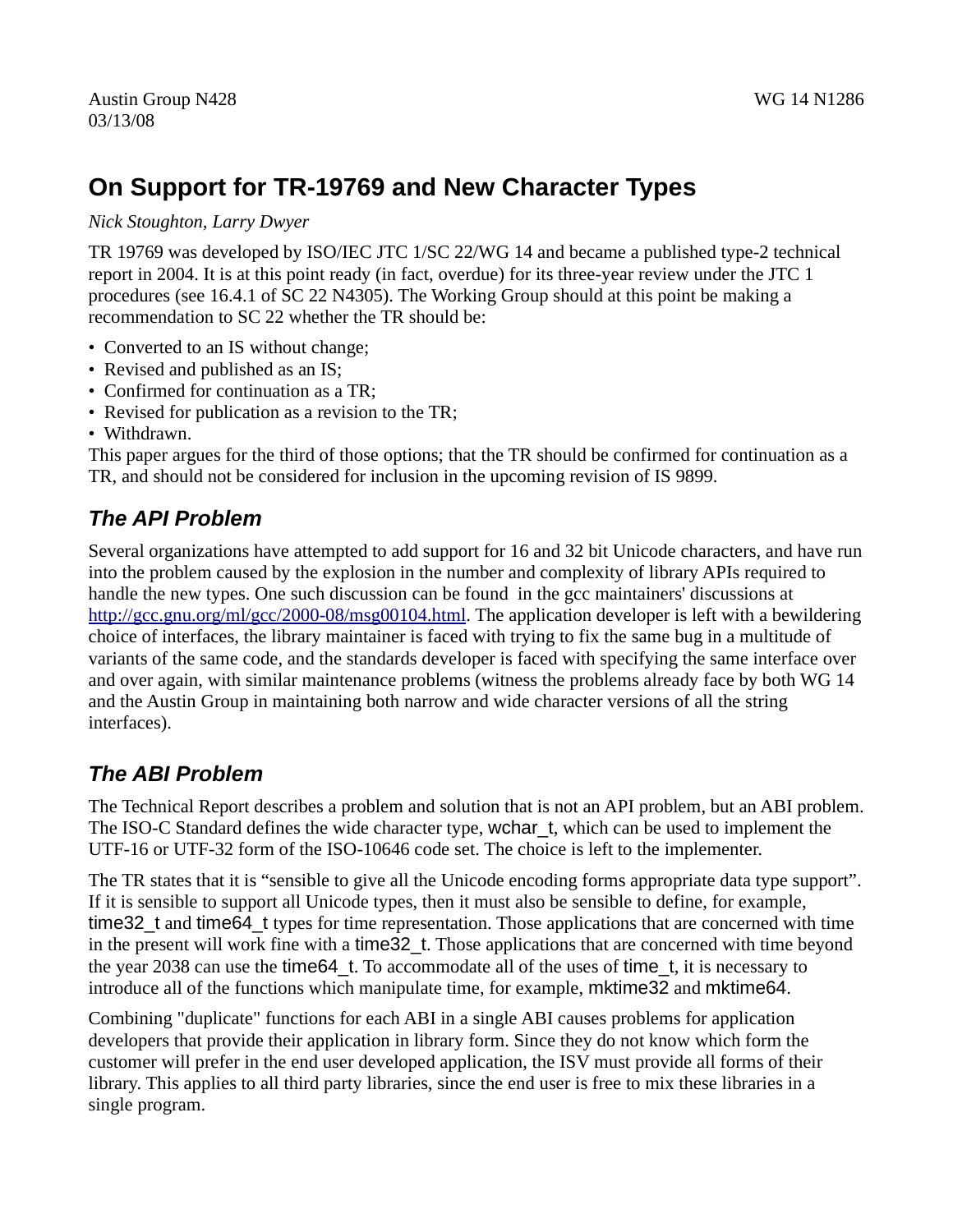Austin Group N428 WG 14 N1286

03/13/08

# On Support for TR-19769 and New Character Types

*Nick Stoughton, Larry Dwyer*

TR 19769 was developed by ISO/IEC JTC 1/SC 22/WG 14 and became a published type-2 technical report in 2004. It is at this point ready (in fact, overdue) for its three-year review under the JTC 1 procedures (see 16.4.1 of SC 22 N4305). The Working Group should at this point be making a recommendation to SC 22 whether the TR should be:

- Converted to an IS without change;
- Revised and published as an IS;
- Confirmed for continuation as a TR;
- Revised for publication as a revision to the TR;
- Withdrawn.

This paper argues for the third of those options; that the TR should be confirmed for continuation as a TR, and should not be considered for inclusion in the upcoming revision of IS 9899.

## The API Problem

Several organizations have attempted to add support for 16 and 32 bit Unicode characters, and have run into the problem caused by the explosion in the number and complexity of library APIs required to handle the new types. One such discussion can be found in the gcc maintainers' discussions at http://gcc.gnu.org/ml/gcc/2000-08/msg00104.html. The application developer is left with a bewildering choice of interfaces, the library maintainer is faced with trying to fix the same bug in a multitude of variants of the same code, and the standards developer is faced with specifying the same interface over and over again, with similar maintenance problems (witness the problems already face by both WG 14 and the Austin Group in maintaining both narrow and wide character versions of all the string interfaces).

## The ABI Problem

The Technical Report describes a problem and solution that is not an API problem, but an ABI problem. The ISO-C Standard defines the wide character type, wchar_t, which can be used to implement the UTF-16 or UTF-32 form of the ISO-10646 code set. The choice is left to the implementer.

The TR states that it is "sensible to give all the Unicode encoding forms appropriate data type support". If it is sensible to support all Unicode types, then it must also be sensible to define, for example, time32_t and time64_t types for time representation. Those applications that are concerned with time in the present will work fine with a time32_t. Those applications that are concerned with time beyond the year 2038 can use the time64_t. To accommodate all of the uses of time_t, it is necessary to introduce all of the functions which manipulate time, for example, mktime32 and mktime64.

Combining "duplicate" functions for each ABI in a single ABI causes problems for application developers that provide their application in library form. Since they do not know which form the customer will prefer in the end user developed application, the ISV must provide all forms of their library. This applies to all third party libraries, since the end user is free to mix these libraries in a single program.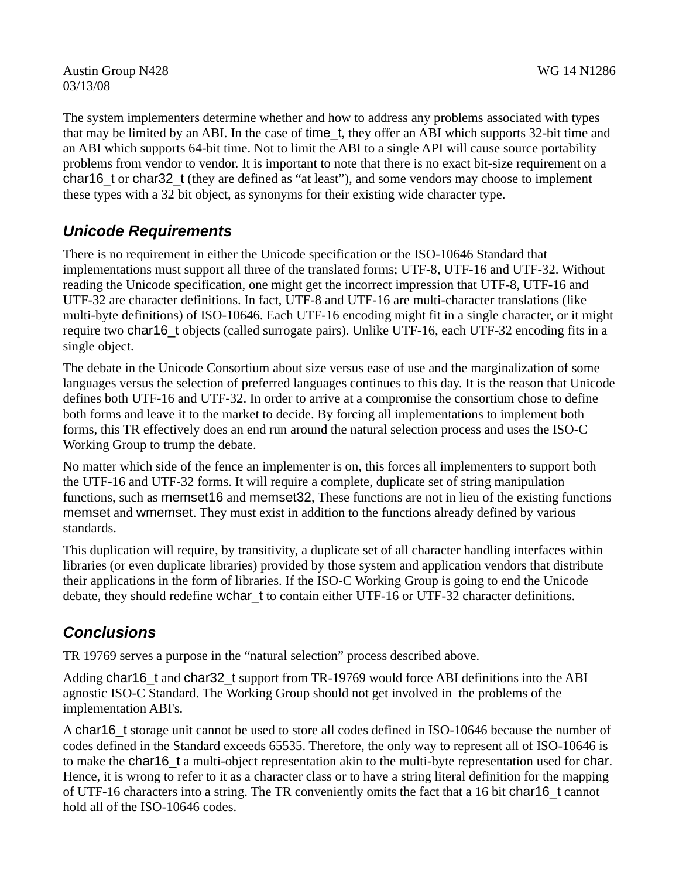The system implementers determine whether and how to address any problems associated with types that may be limited by an ABI. In the case of time_t, they offer an ABI which supports 32-bit time and an ABI which supports 64-bit time. Not to limit the ABI to a single API will cause source portability problems from vendor to vendor. It is important to note that there is no exact bit-size requirement on a char16_t or char32_t (they are defined as "at least"), and some vendors may choose to implement these types with a 32 bit object, as synonyms for their existing wide character type.

## Unicode Requirements

There is no requirement in either the Unicode specification or the ISO-10646 Standard that implementations must support all three of the translated forms; UTF-8, UTF-16 and UTF-32. Without reading the Unicode specification, one might get the incorrect impression that UTF-8, UTF-16 and UTF-32 are character definitions. In fact, UTF-8 and UTF-16 are multi-character translations (like multi-byte definitions) of ISO-10646. Each UTF-16 encoding might fit in a single character, or it might require two char16_t objects (called surrogate pairs). Unlike UTF-16, each UTF-32 encoding fits in a single object.

The debate in the Unicode Consortium about size versus ease of use and the marginalization of some languages versus the selection of preferred languages continues to this day. It is the reason that Unicode defines both UTF-16 and UTF-32. In order to arrive at a compromise the consortium chose to define both forms and leave it to the market to decide. By forcing all implementations to implement both forms, this TR effectively does an end run around the natural selection process and uses the ISO-C Working Group to trump the debate.

No matter which side of the fence an implementer is on, this forces all implementers to support both the UTF-16 and UTF-32 forms. It will require a complete, duplicate set of string manipulation functions, such as memset16 and memset32, These functions are not in lieu of the existing functions memset and wmemset. They must exist in addition to the functions already defined by various standards.

This duplication will require, by transitivity, a duplicate set of all character handling interfaces within libraries (or even duplicate libraries) provided by those system and application vendors that distribute their applications in the form of libraries. If the ISO-C Working Group is going to end the Unicode debate, they should redefine wchar_t to contain either UTF-16 or UTF-32 character definitions.

## Conclusions

TR 19769 serves a purpose in the "natural selection" process described above.

Adding char16_t and char32_t support from TR-19769 would force ABI definitions into the ABI agnostic ISO-C Standard. The Working Group should not get involved in the problems of the implementation ABI's.

A char16_t storage unit cannot be used to store all codes defined in ISO-10646 because the number of codes defined in the Standard exceeds 65535. Therefore, the only way to represent all of ISO-10646 is to make the char16_t a multi-object representation akin to the multi-byte representation used for char. Hence, it is wrong to refer to it as a character class or to have a string literal definition for the mapping of UTF-16 characters into a string. The TR conveniently omits the fact that a 16 bit char16_t cannot hold all of the ISO-10646 codes.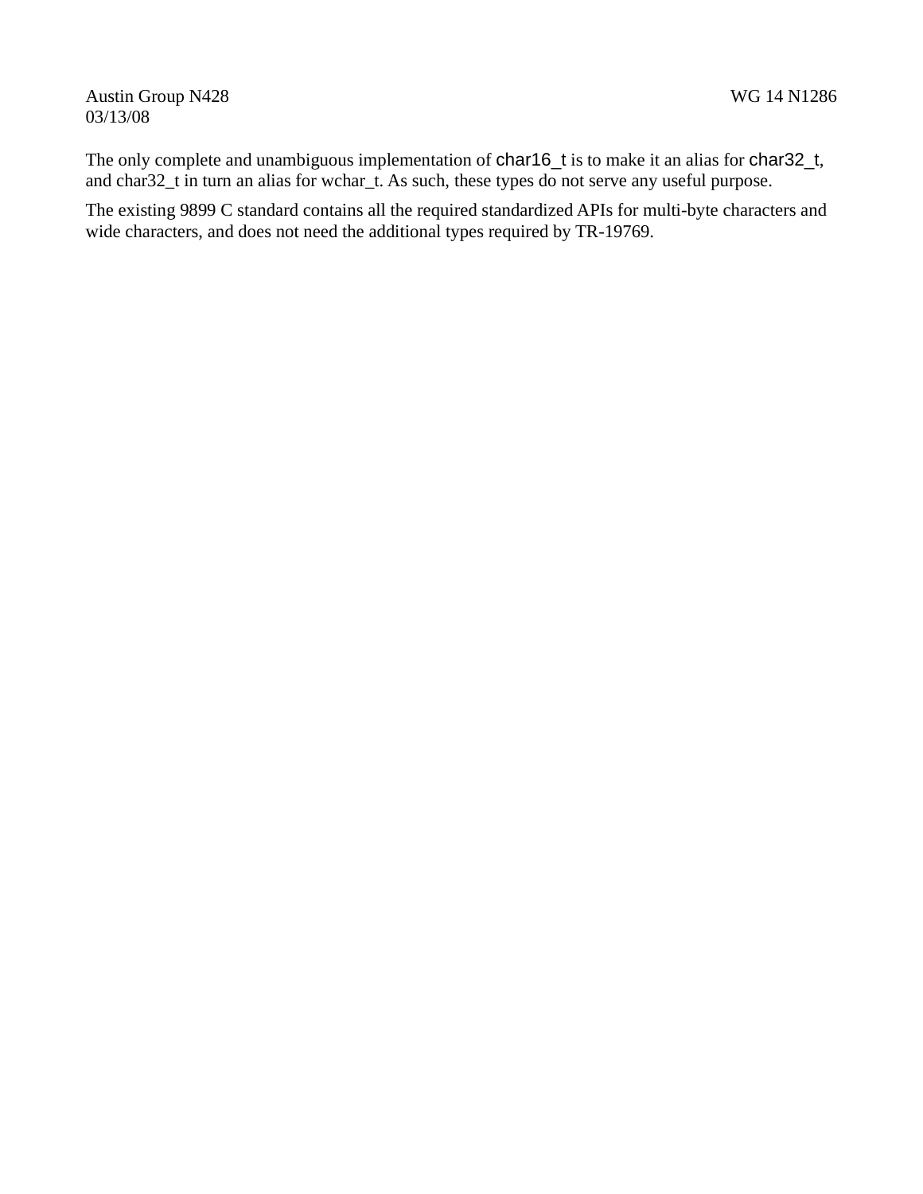The only complete and unambiguous implementation of char16_t is to make it an alias for char32_t, and char32_t in turn an alias for wchar_t. As such, these types do not serve any useful purpose.

The existing 9899 C standard contains all the required standardized APIs for multi-byte characters and wide characters, and does not need the additional types required by TR-19769.